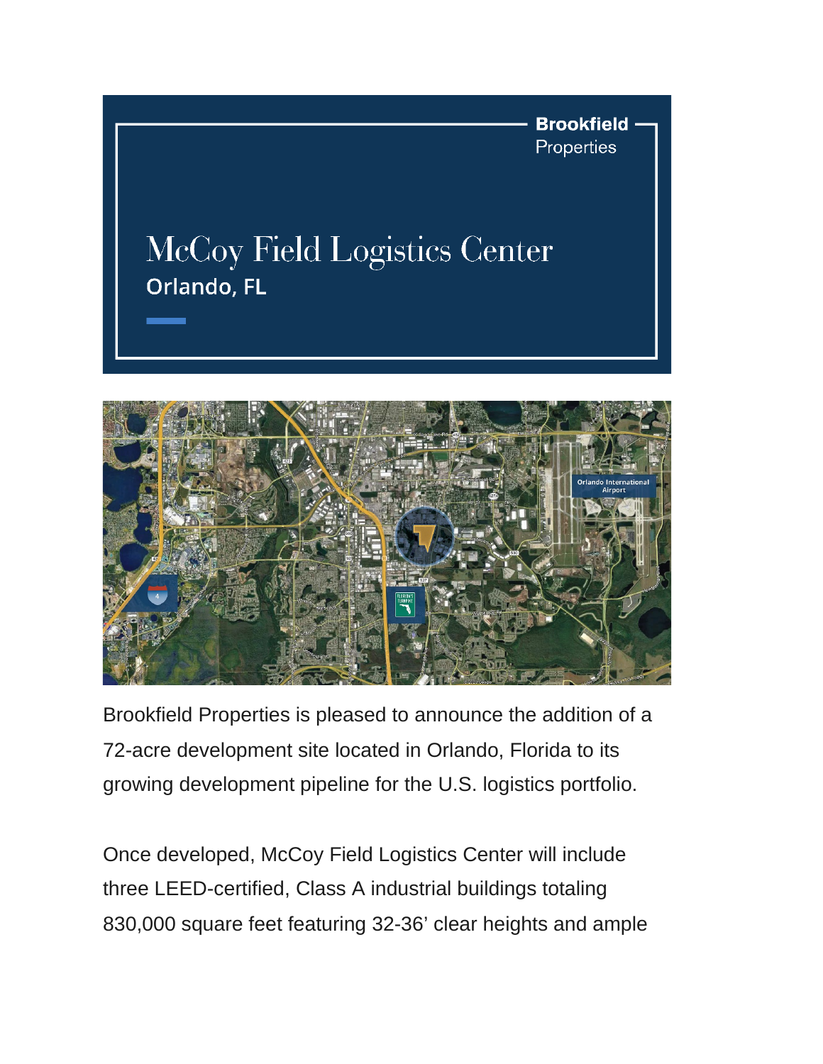Brookfield Properties

# McCoy Field Logistics Center

## Orlando, FL

Brookfield Properties is pleased to announce the addition of a 72-acre development site located in Orlando, Florida to its growing development pipeline for the U.S. logistics portfolio.

Once developed, McCoy Field Logistics Center will include three LEED-certified, Class A industrial buildings totaling 830,000 square feet featuring 32-36' clear heights and ample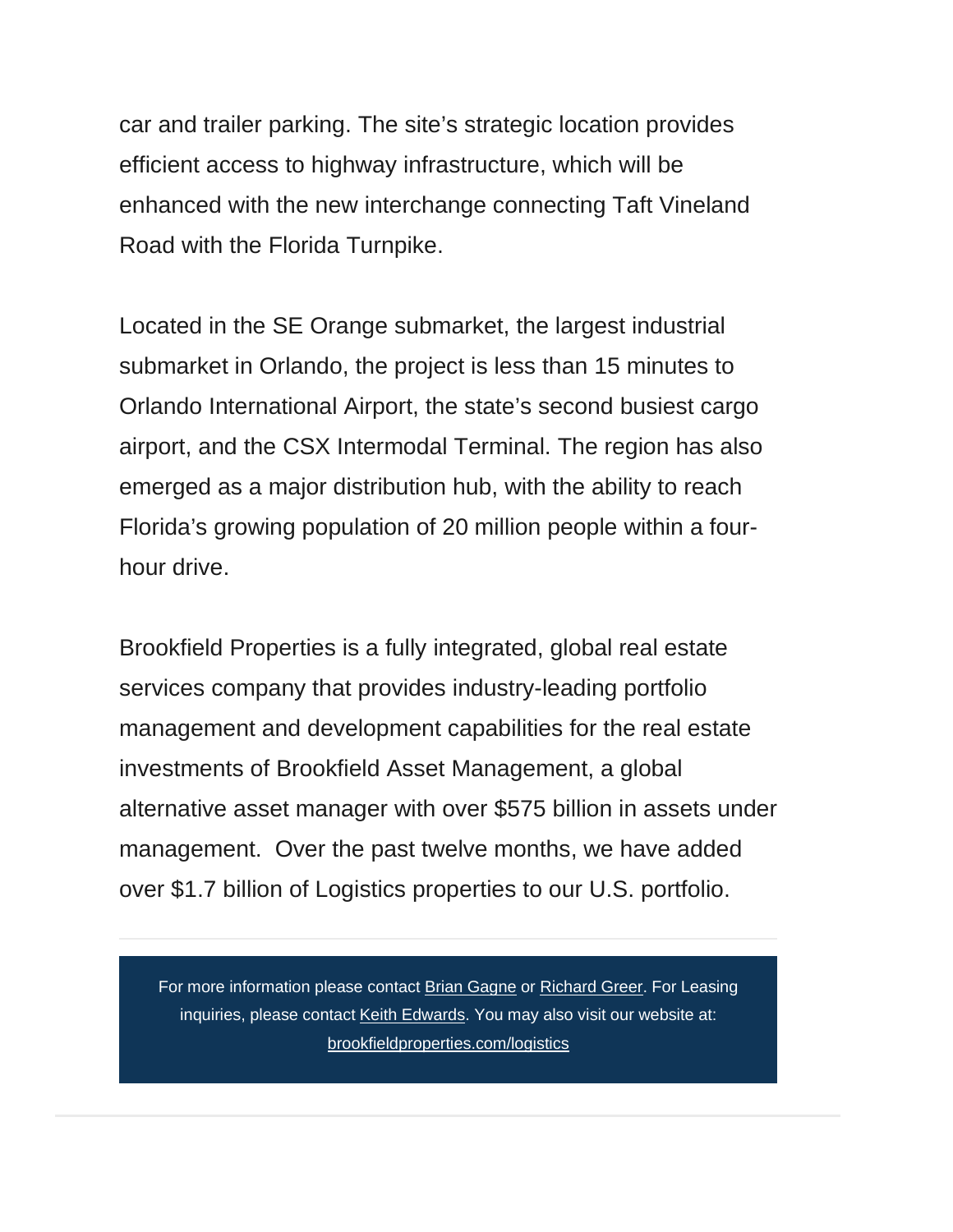car and trailer parking. The site's strategic location provides efficient access to highway infrastructure, which will be enhanced with the new interchange connecting Taft Vineland Road with the Florida Turnpike.

Located in the SE Orange submarket, the largest industrial submarket in Orlando, the project is less than 15 minutes to Orlando International Airport, the state's second busiest cargo airport, and the CSX Intermodal Terminal. The region has also emerged as a major distribution hub, with the ability to reach Florida's growing population of 20 million people within a four-hour drive.

Brookfield Properties is a fully integrated, global real estate services company that provides industry-leading portfolio management and development capabilities for the real estate investments of Brookfield Asset Management, a global alternative asset manager with over $575 billion in assets under management.  Over the past twelve months, we have added over $1.7 billion of Logistics properties to our U.S. portfolio.

---

For more information please contact Brian Gagne or Richard Greer. For Leasing inquiries, please contact Keith Edwards. You may also visit our website at: brookfieldproperties.com/logistics